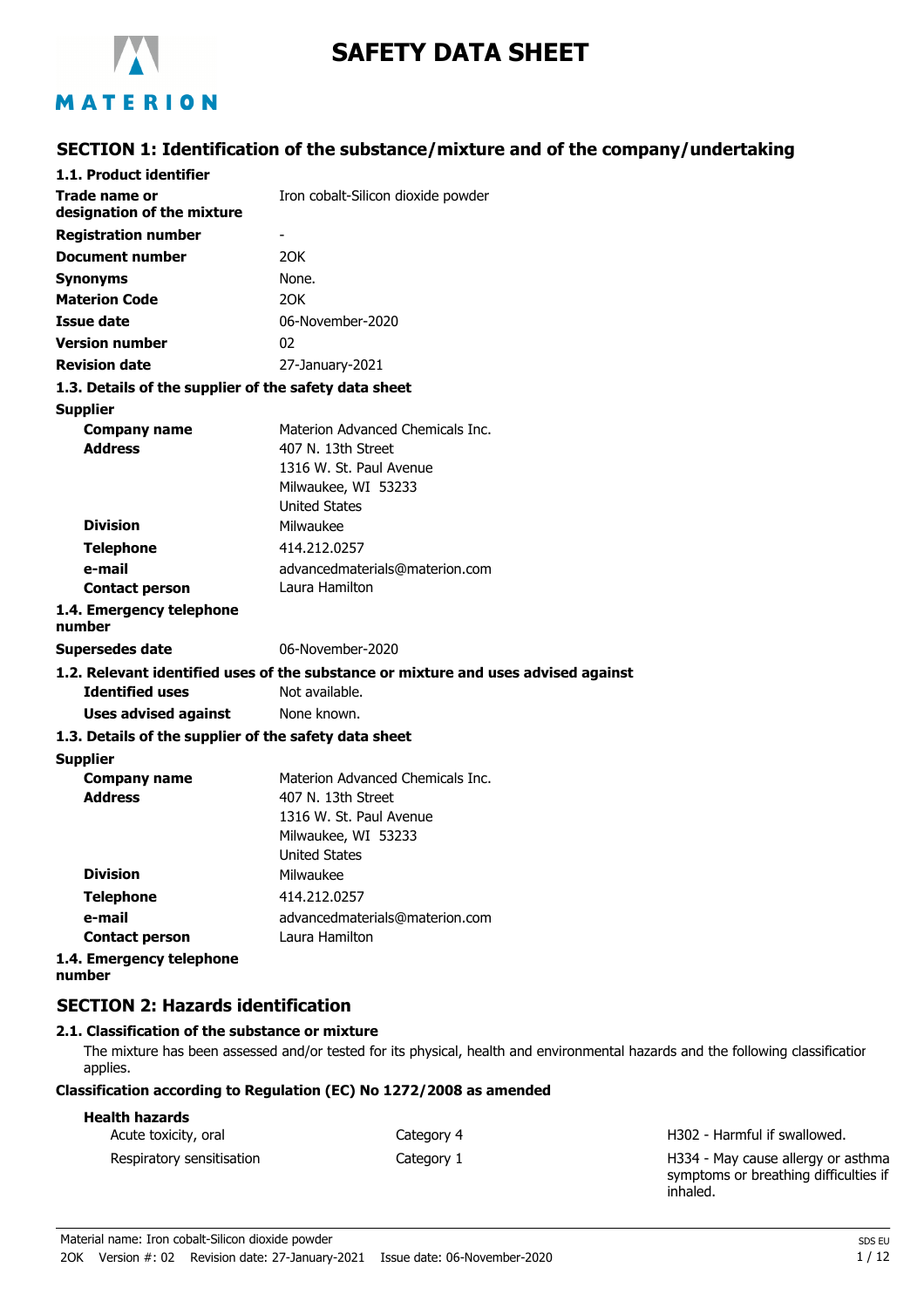# SAFETY DATA SHEET

## SECTION 1: Identification of the substance/mixture and of the company/undertaking

### 1.1. Product identifier

| | |
|---|---|
| **Trade name or designation of the mixture** | Iron cobalt-Silicon dioxide powder |
| **Registration number** | - |
| **Document number** | 2OK |
| **Synonyms** | None. |
| **Materion Code** | 2OK |
| **Issue date** | 06-November-2020 |
| **Version number** | 02 |
| **Revision date** | 27-January-2021 |

### 1.3. Details of the supplier of the safety data sheet

**Supplier**

| | |
|---|---|
| **Company name** | Materion Advanced Chemicals Inc. |
| **Address** | 407 N. 13th Street<br>1316 W. St. Paul Avenue<br>Milwaukee, WI 53233<br>United States |
| **Division** | Milwaukee |
| **Telephone** | 414.212.0257 |
| **e-mail** | advancedmaterials@materion.com |
| **Contact person** | Laura Hamilton |

### 1.4. Emergency telephone number

| | |
|---|---|
| **Supersedes date** | 06-November-2020 |

### 1.2. Relevant identified uses of the substance or mixture and uses advised against

| | |
|---|---|
| **Identified uses** | Not available. |
| **Uses advised against** | None known. |

### 1.3. Details of the supplier of the safety data sheet

**Supplier**

| | |
|---|---|
| **Company name** | Materion Advanced Chemicals Inc. |
| **Address** | 407 N. 13th Street<br>1316 W. St. Paul Avenue<br>Milwaukee, WI 53233<br>United States |
| **Division** | Milwaukee |
| **Telephone** | 414.212.0257 |
| **e-mail** | advancedmaterials@materion.com |
| **Contact person** | Laura Hamilton |

### 1.4. Emergency telephone number

## SECTION 2: Hazards identification

### 2.1. Classification of the substance or mixture

The mixture has been assessed and/or tested for its physical, health and environmental hazards and the following classification applies.

**Classification according to Regulation (EC) No 1272/2008 as amended**

**Health hazards**

| | | |
|---|---|---|
| Acute toxicity, oral | Category 4 | H302 - Harmful if swallowed. |
| Respiratory sensitisation | Category 1 | H334 - May cause allergy or asthma symptoms or breathing difficulties if inhaled. |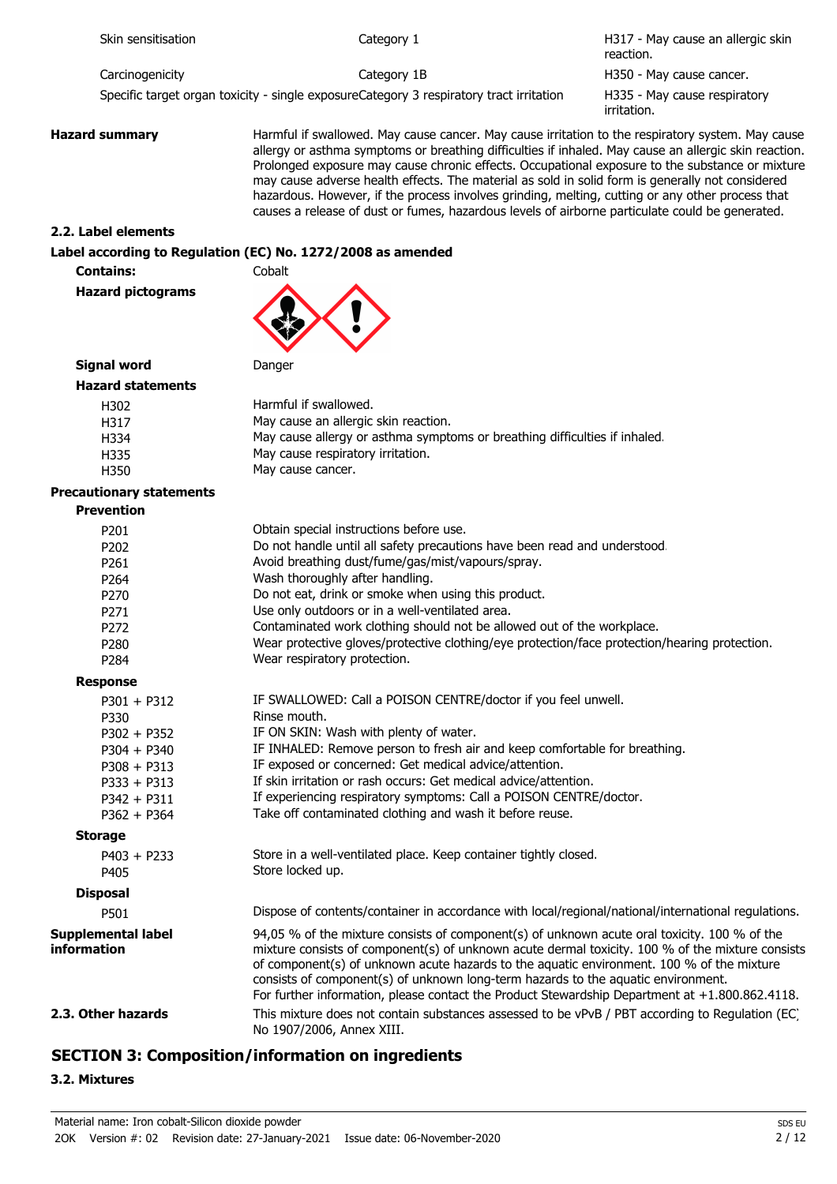| | | |
|---|---|---|
| Skin sensitisation | Category 1 | H317 - May cause an allergic skin reaction. |
| Carcinogenicity | Category 1B | H350 - May cause cancer. |
| Specific target organ toxicity - single exposure | Category 3 respiratory tract irritation | H335 - May cause respiratory irritation. |

**Hazard summary** Harmful if swallowed. May cause cancer. May cause irritation to the respiratory system. May cause allergy or asthma symptoms or breathing difficulties if inhaled. May cause an allergic skin reaction. Prolonged exposure may cause chronic effects. Occupational exposure to the substance or mixture may cause adverse health effects. The material as sold in solid form is generally not considered hazardous. However, if the process involves grinding, melting, cutting or any other process that causes a release of dust or fumes, hazardous levels of airborne particulate could be generated.

### 2.2. Label elements

**Label according to Regulation (EC) No. 1272/2008 as amended**

**Contains:** Cobalt

**Hazard pictograms**

**Signal word** Danger

**Hazard statements**

| | |
|---|---|
| H302 | Harmful if swallowed. |
| H317 | May cause an allergic skin reaction. |
| H334 | May cause allergy or asthma symptoms or breathing difficulties if inhaled. |
| H335 | May cause respiratory irritation. |
| H350 | May cause cancer. |

**Precautionary statements**

**Prevention**

| | |
|---|---|
| P201 | Obtain special instructions before use. |
| P202 | Do not handle until all safety precautions have been read and understood. |
| P261 | Avoid breathing dust/fume/gas/mist/vapours/spray. |
| P264 | Wash thoroughly after handling. |
| P270 | Do not eat, drink or smoke when using this product. |
| P271 | Use only outdoors or in a well-ventilated area. |
| P272 | Contaminated work clothing should not be allowed out of the workplace. |
| P280 | Wear protective gloves/protective clothing/eye protection/face protection/hearing protection. |
| P284 | Wear respiratory protection. |

**Response**

| | |
|---|---|
| P301 + P312 | IF SWALLOWED: Call a POISON CENTRE/doctor if you feel unwell. |
| P330 | Rinse mouth. |
| P302 + P352 | IF ON SKIN: Wash with plenty of water. |
| P304 + P340 | IF INHALED: Remove person to fresh air and keep comfortable for breathing. |
| P308 + P313 | IF exposed or concerned: Get medical advice/attention. |
| P333 + P313 | If skin irritation or rash occurs: Get medical advice/attention. |
| P342 + P311 | If experiencing respiratory symptoms: Call a POISON CENTRE/doctor. |
| P362 + P364 | Take off contaminated clothing and wash it before reuse. |

**Storage**

| | |
|---|---|
| P403 + P233 | Store in a well-ventilated place. Keep container tightly closed. |
| P405 | Store locked up. |

**Disposal**

| | |
|---|---|
| P501 | Dispose of contents/container in accordance with local/regional/national/international regulations. |

**Supplemental label information** 94,05 % of the mixture consists of component(s) of unknown acute oral toxicity. 100 % of the mixture consists of component(s) of unknown acute dermal toxicity. 100 % of the mixture consists of component(s) of unknown acute hazards to the aquatic environment. 100 % of the mixture consists of component(s) of unknown long-term hazards to the aquatic environment.
For further information, please contact the Product Stewardship Department at +1.800.862.4118.

**2.3. Other hazards** This mixture does not contain substances assessed to be vPvB / PBT according to Regulation (EC) No 1907/2006, Annex XIII.

## SECTION 3: Composition/information on ingredients

### 3.2. Mixtures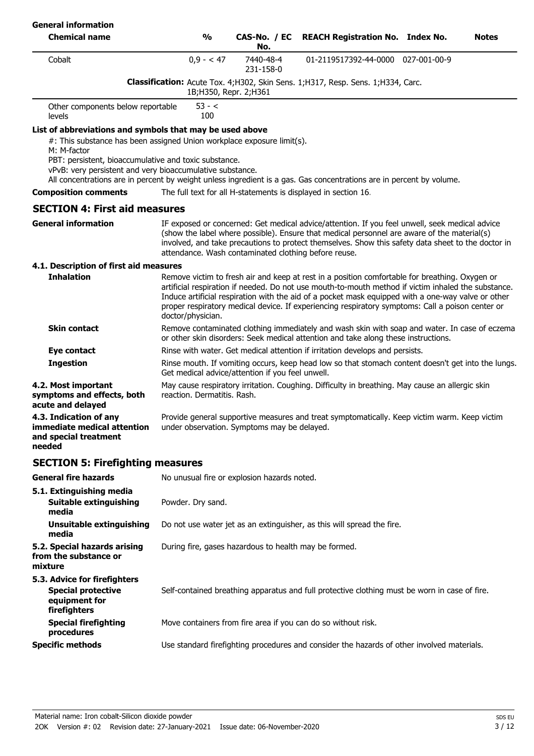**General information**

| Chemical name | % | CAS-No. / EC No. | REACH Registration No. | Index No. | Notes |
|---|---|---|---|---|---|
| Cobalt | 0,9 - < 47 | 7440-48-4 231-158-0 | 01-2119517392-44-0000 | 027-001-00-9 | |
| | **Classification:** Acute Tox. 4;H302, Skin Sens. 1;H317, Resp. Sens. 1;H334, Carc. 1B;H350, Repr. 2;H361 | | | | |
| Other components below reportable levels | 53 - < 100 | | | | |

**List of abbreviations and symbols that may be used above**

#: This substance has been assigned Union workplace exposure limit(s).
M: M-factor
PBT: persistent, bioaccumulative and toxic substance.
vPvB: very persistent and very bioaccumulative substance.
All concentrations are in percent by weight unless ingredient is a gas. Gas concentrations are in percent by volume.

**Composition comments** The full text for all H-statements is displayed in section 16.

## SECTION 4: First aid measures

**General information** IF exposed or concerned: Get medical advice/attention. If you feel unwell, seek medical advice (show the label where possible). Ensure that medical personnel are aware of the material(s) involved, and take precautions to protect themselves. Show this safety data sheet to the doctor in attendance. Wash contaminated clothing before reuse.

### 4.1. Description of first aid measures

**Inhalation** Remove victim to fresh air and keep at rest in a position comfortable for breathing. Oxygen or artificial respiration if needed. Do not use mouth-to-mouth method if victim inhaled the substance. Induce artificial respiration with the aid of a pocket mask equipped with a one-way valve or other proper respiratory medical device. If experiencing respiratory symptoms: Call a poison center or doctor/physician.

**Skin contact** Remove contaminated clothing immediately and wash skin with soap and water. In case of eczema or other skin disorders: Seek medical attention and take along these instructions.

**Eye contact** Rinse with water. Get medical attention if irritation develops and persists.

**Ingestion** Rinse mouth. If vomiting occurs, keep head low so that stomach content doesn't get into the lungs. Get medical advice/attention if you feel unwell.

**4.2. Most important symptoms and effects, both acute and delayed** May cause respiratory irritation. Coughing. Difficulty in breathing. May cause an allergic skin reaction. Dermatitis. Rash.

**4.3. Indication of any immediate medical attention and special treatment needed** Provide general supportive measures and treat symptomatically. Keep victim warm. Keep victim under observation. Symptoms may be delayed.

## SECTION 5: Firefighting measures

**General fire hazards** No unusual fire or explosion hazards noted.

### 5.1. Extinguishing media

**Suitable extinguishing media** Powder. Dry sand.

**Unsuitable extinguishing media** Do not use water jet as an extinguisher, as this will spread the fire.

**5.2. Special hazards arising from the substance or mixture** During fire, gases hazardous to health may be formed.

### 5.3. Advice for firefighters

**Special protective equipment for firefighters** Self-contained breathing apparatus and full protective clothing must be worn in case of fire.

**Special firefighting procedures** Move containers from fire area if you can do so without risk.

**Specific methods** Use standard firefighting procedures and consider the hazards of other involved materials.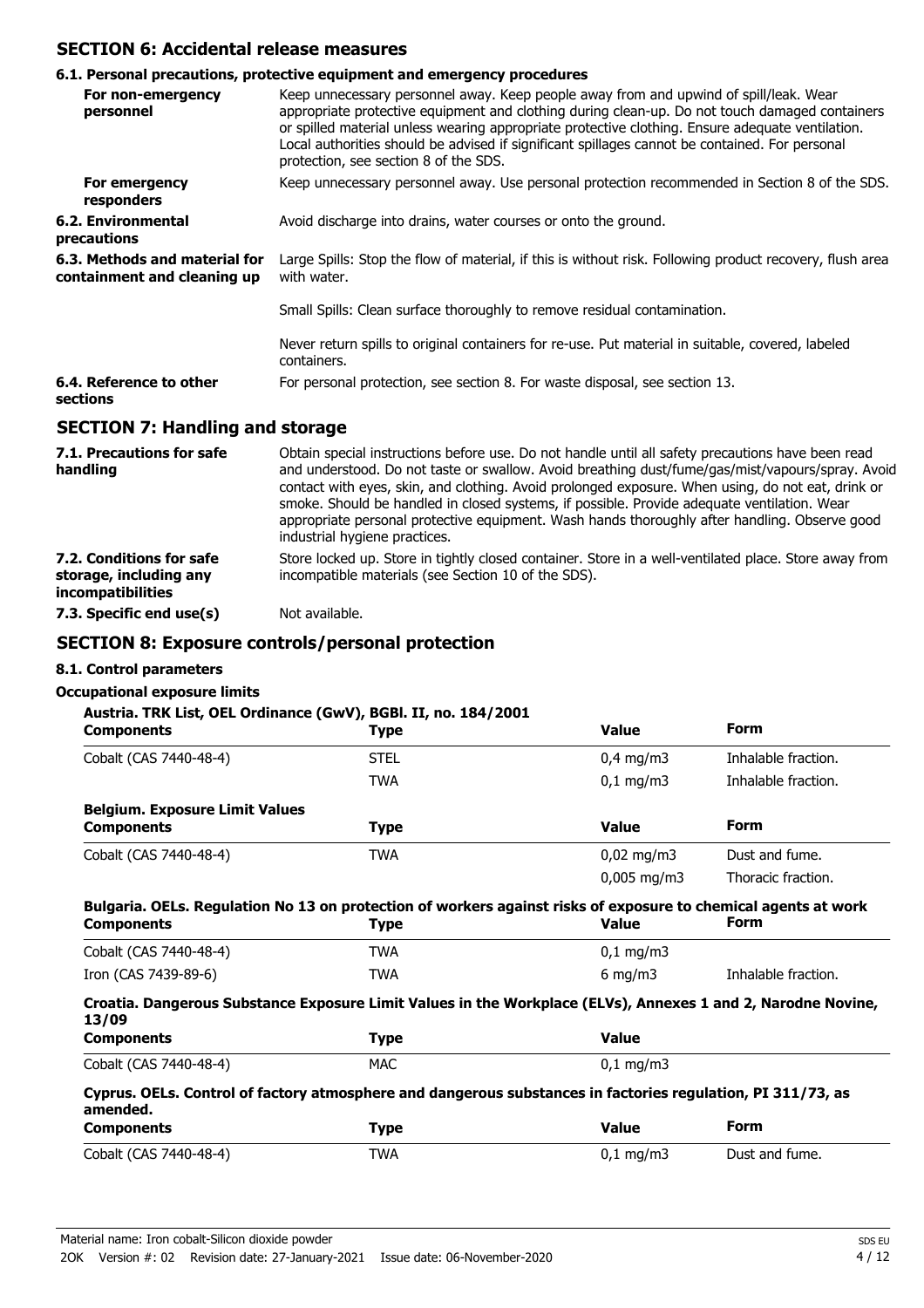## SECTION 6: Accidental release measures

### 6.1. Personal precautions, protective equipment and emergency procedures

**For non-emergency personnel**

Keep unnecessary personnel away. Keep people away from and upwind of spill/leak. Wear appropriate protective equipment and clothing during clean-up. Do not touch damaged containers or spilled material unless wearing appropriate protective clothing. Ensure adequate ventilation. Local authorities should be advised if significant spillages cannot be contained. For personal protection, see section 8 of the SDS.

**For emergency responders**

Keep unnecessary personnel away. Use personal protection recommended in Section 8 of the SDS.

**6.2. Environmental precautions**

Avoid discharge into drains, water courses or onto the ground.

**6.3. Methods and material for containment and cleaning up**

Large Spills: Stop the flow of material, if this is without risk. Following product recovery, flush area with water.

Small Spills: Clean surface thoroughly to remove residual contamination.

Never return spills to original containers for re-use. Put material in suitable, covered, labeled containers.

**6.4. Reference to other sections**

For personal protection, see section 8. For waste disposal, see section 13.

## SECTION 7: Handling and storage

**7.1. Precautions for safe handling**

Obtain special instructions before use. Do not handle until all safety precautions have been read and understood. Do not taste or swallow. Avoid breathing dust/fume/gas/mist/vapours/spray. Avoid contact with eyes, skin, and clothing. Avoid prolonged exposure. When using, do not eat, drink or smoke. Should be handled in closed systems, if possible. Provide adequate ventilation. Wear appropriate personal protective equipment. Wash hands thoroughly after handling. Observe good industrial hygiene practices.

**7.2. Conditions for safe storage, including any incompatibilities**

Store locked up. Store in tightly closed container. Store in a well-ventilated place. Store away from incompatible materials (see Section 10 of the SDS).

**7.3. Specific end use(s)**

Not available.

## SECTION 8: Exposure controls/personal protection

### 8.1. Control parameters

**Occupational exposure limits**

**Austria. TRK List, OEL Ordinance (GwV), BGBl. II, no. 184/2001**

| Components | Type | Value | Form |
|---|---|---|---|
| Cobalt (CAS 7440-48-4) | STEL | 0,4 mg/m3 | Inhalable fraction. |
| | TWA | 0,1 mg/m3 | Inhalable fraction. |

**Belgium. Exposure Limit Values**

| Components | Type | Value | Form |
|---|---|---|---|
| Cobalt (CAS 7440-48-4) | TWA | 0,02 mg/m3 | Dust and fume. |
| | | 0,005 mg/m3 | Thoracic fraction. |

**Bulgaria. OELs. Regulation No 13 on protection of workers against risks of exposure to chemical agents at work**

| Components | Type | Value | Form |
|---|---|---|---|
| Cobalt (CAS 7440-48-4) | TWA | 0,1 mg/m3 | |
| Iron (CAS 7439-89-6) | TWA | 6 mg/m3 | Inhalable fraction. |

**Croatia. Dangerous Substance Exposure Limit Values in the Workplace (ELVs), Annexes 1 and 2, Narodne Novine, 13/09**

| Components | Type | Value |
|---|---|---|
| Cobalt (CAS 7440-48-4) | MAC | 0,1 mg/m3 |

**Cyprus. OELs. Control of factory atmosphere and dangerous substances in factories regulation, PI 311/73, as amended.**

| Components | Type | Value | Form |
|---|---|---|---|
| Cobalt (CAS 7440-48-4) | TWA | 0,1 mg/m3 | Dust and fume. |

Material name: Iron cobalt-Silicon dioxide powder

2OK Version #: 02 Revision date: 27-January-2021 Issue date: 06-November-2020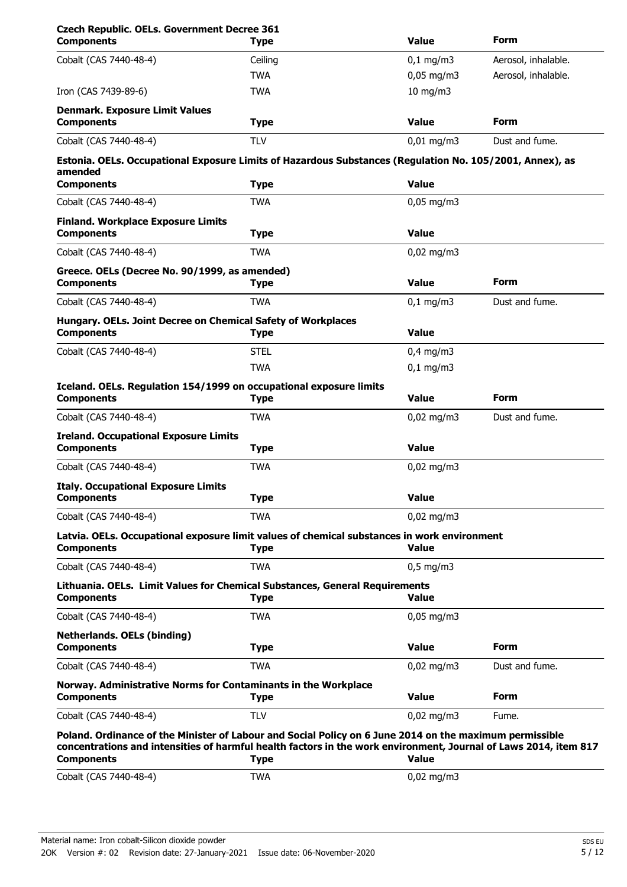**Czech Republic. OELs. Government Decree 361**

| Components | Type | Value | Form |
|---|---|---|---|
| Cobalt (CAS 7440-48-4) | Ceiling | 0,1 mg/m3 | Aerosol, inhalable. |
| | TWA | 0,05 mg/m3 | Aerosol, inhalable. |
| Iron (CAS 7439-89-6) | TWA | 10 mg/m3 | |

**Denmark. Exposure Limit Values**

| Components | Type | Value | Form |
|---|---|---|---|
| Cobalt (CAS 7440-48-4) | TLV | 0,01 mg/m3 | Dust and fume. |

**Estonia. OELs. Occupational Exposure Limits of Hazardous Substances (Regulation No. 105/2001, Annex), as amended**

| Components | Type | Value |
|---|---|---|
| Cobalt (CAS 7440-48-4) | TWA | 0,05 mg/m3 |

**Finland. Workplace Exposure Limits**

| Components | Type | Value |
|---|---|---|
| Cobalt (CAS 7440-48-4) | TWA | 0,02 mg/m3 |

**Greece. OELs (Decree No. 90/1999, as amended)**

| Components | Type | Value | Form |
|---|---|---|---|
| Cobalt (CAS 7440-48-4) | TWA | 0,1 mg/m3 | Dust and fume. |

**Hungary. OELs. Joint Decree on Chemical Safety of Workplaces**

| Components | Type | Value |
|---|---|---|
| Cobalt (CAS 7440-48-4) | STEL | 0,4 mg/m3 |
| | TWA | 0,1 mg/m3 |

**Iceland. OELs. Regulation 154/1999 on occupational exposure limits**

| Components | Type | Value | Form |
|---|---|---|---|
| Cobalt (CAS 7440-48-4) | TWA | 0,02 mg/m3 | Dust and fume. |

**Ireland. Occupational Exposure Limits**

| Components | Type | Value |
|---|---|---|
| Cobalt (CAS 7440-48-4) | TWA | 0,02 mg/m3 |

**Italy. Occupational Exposure Limits**

| Components | Type | Value |
|---|---|---|
| Cobalt (CAS 7440-48-4) | TWA | 0,02 mg/m3 |

**Latvia. OELs. Occupational exposure limit values of chemical substances in work environment**

| Components | Type | Value |
|---|---|---|
| Cobalt (CAS 7440-48-4) | TWA | 0,5 mg/m3 |

**Lithuania. OELs. Limit Values for Chemical Substances, General Requirements**

| Components | Type | Value |
|---|---|---|
| Cobalt (CAS 7440-48-4) | TWA | 0,05 mg/m3 |

**Netherlands. OELs (binding)**

| Components | Type | Value | Form |
|---|---|---|---|
| Cobalt (CAS 7440-48-4) | TWA | 0,02 mg/m3 | Dust and fume. |

**Norway. Administrative Norms for Contaminants in the Workplace**

| Components | Type | Value | Form |
|---|---|---|---|
| Cobalt (CAS 7440-48-4) | TLV | 0,02 mg/m3 | Fume. |

**Poland. Ordinance of the Minister of Labour and Social Policy on 6 June 2014 on the maximum permissible concentrations and intensities of harmful health factors in the work environment, Journal of Laws 2014, item 817**

| Components | Type | Value |
|---|---|---|
| Cobalt (CAS 7440-48-4) | TWA | 0,02 mg/m3 |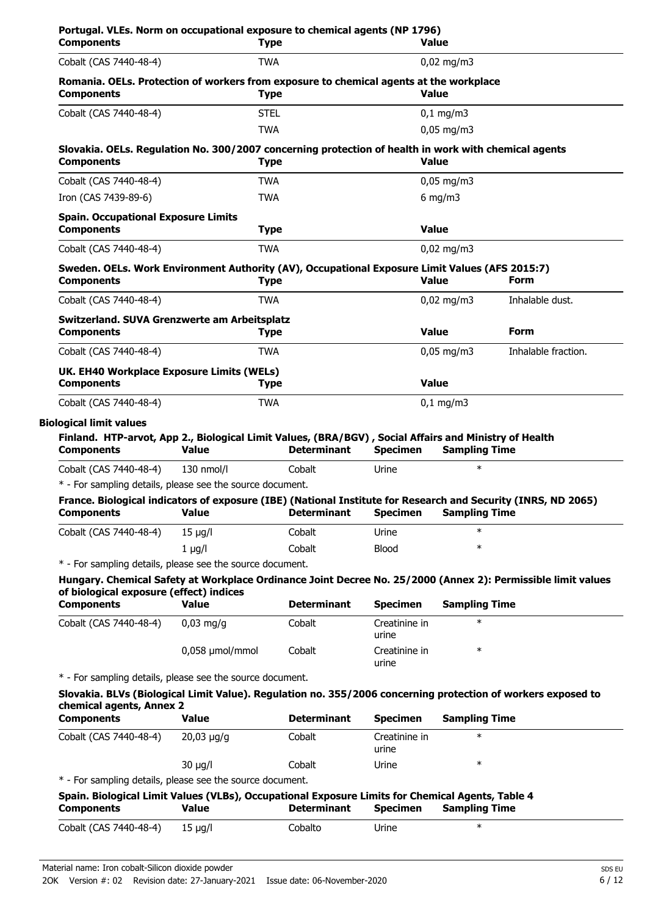**Portugal. VLEs. Norm on occupational exposure to chemical agents (NP 1796)**

| Components | Type | Value |
|---|---|---|
| Cobalt (CAS 7440-48-4) | TWA | 0,02 mg/m3 |

**Romania. OELs. Protection of workers from exposure to chemical agents at the workplace**

| Components | Type | Value |
|---|---|---|
| Cobalt (CAS 7440-48-4) | STEL | 0,1 mg/m3 |
| | TWA | 0,05 mg/m3 |

**Slovakia. OELs. Regulation No. 300/2007 concerning protection of health in work with chemical agents**

| Components | Type | Value |
|---|---|---|
| Cobalt (CAS 7440-48-4) | TWA | 0,05 mg/m3 |
| Iron (CAS 7439-89-6) | TWA | 6 mg/m3 |

**Spain. Occupational Exposure Limits**

| Components | Type | Value |
|---|---|---|
| Cobalt (CAS 7440-48-4) | TWA | 0,02 mg/m3 |

**Sweden. OELs. Work Environment Authority (AV), Occupational Exposure Limit Values (AFS 2015:7)**

| Components | Type | Value | Form |
|---|---|---|---|
| Cobalt (CAS 7440-48-4) | TWA | 0,02 mg/m3 | Inhalable dust. |

**Switzerland. SUVA Grenzwerte am Arbeitsplatz**

| Components | Type | Value | Form |
|---|---|---|---|
| Cobalt (CAS 7440-48-4) | TWA | 0,05 mg/m3 | Inhalable fraction. |

**UK. EH40 Workplace Exposure Limits (WELs)**

| Components | Type | Value |
|---|---|---|
| Cobalt (CAS 7440-48-4) | TWA | 0,1 mg/m3 |

**Biological limit values**

**Finland. HTP-arvot, App 2., Biological Limit Values, (BRA/BGV) , Social Affairs and Ministry of Health**

| Components | Value | Determinant | Specimen | Sampling Time |
|---|---|---|---|---|
| Cobalt (CAS 7440-48-4) | 130 nmol/l | Cobalt | Urine | * |

* - For sampling details, please see the source document.

**France. Biological indicators of exposure (IBE) (National Institute for Research and Security (INRS, ND 2065)**

| Components | Value | Determinant | Specimen | Sampling Time |
|---|---|---|---|---|
| Cobalt (CAS 7440-48-4) | 15 µg/l | Cobalt | Urine | * |
| | 1 µg/l | Cobalt | Blood | * |

* - For sampling details, please see the source document.

**Hungary. Chemical Safety at Workplace Ordinance Joint Decree No. 25/2000 (Annex 2): Permissible limit values of biological exposure (effect) indices**

| Components | Value | Determinant | Specimen | Sampling Time |
|---|---|---|---|---|
| Cobalt (CAS 7440-48-4) | 0,03 mg/g | Cobalt | Creatinine in urine | * |
| | 0,058 µmol/mmol | Cobalt | Creatinine in urine | * |

* - For sampling details, please see the source document.

**Slovakia. BLVs (Biological Limit Value). Regulation no. 355/2006 concerning protection of workers exposed to chemical agents, Annex 2**

| Components | Value | Determinant | Specimen | Sampling Time |
|---|---|---|---|---|
| Cobalt (CAS 7440-48-4) | 20,03 µg/g | Cobalt | Creatinine in urine | * |
| | 30 µg/l | Cobalt | Urine | * |

* - For sampling details, please see the source document.

**Spain. Biological Limit Values (VLBs), Occupational Exposure Limits for Chemical Agents, Table 4**

| Components | Value | Determinant | Specimen | Sampling Time |
|---|---|---|---|---|
| Cobalt (CAS 7440-48-4) | 15 µg/l | Cobalto | Urine | * |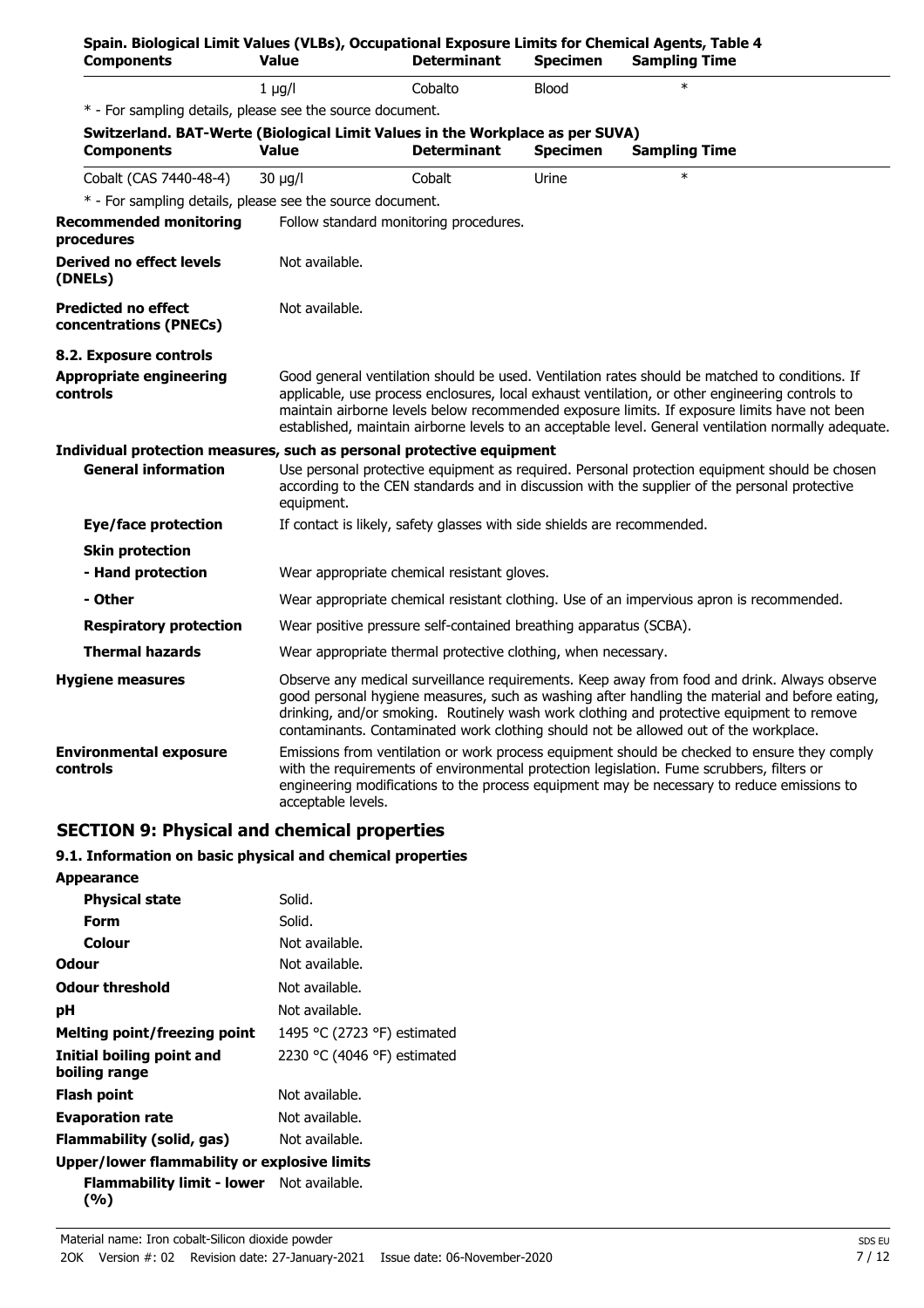**Spain. Biological Limit Values (VLBs), Occupational Exposure Limits for Chemical Agents, Table 4**

| Components | Value | Determinant | Specimen | Sampling Time |
|---|---|---|---|---|
| | 1 µg/l | Cobalto | Blood | * |

* - For sampling details, please see the source document.

**Switzerland. BAT-Werte (Biological Limit Values in the Workplace as per SUVA)**

| Components | Value | Determinant | Specimen | Sampling Time |
|---|---|---|---|---|
| Cobalt (CAS 7440-48-4) | 30 µg/l | Cobalt | Urine | * |

* - For sampling details, please see the source document.

**Recommended monitoring procedures** Follow standard monitoring procedures.

**Derived no effect levels (DNELs)** Not available.

**Predicted no effect concentrations (PNECs)** Not available.

### 8.2. Exposure controls

**Appropriate engineering controls** Good general ventilation should be used. Ventilation rates should be matched to conditions. If applicable, use process enclosures, local exhaust ventilation, or other engineering controls to maintain airborne levels below recommended exposure limits. If exposure limits have not been established, maintain airborne levels to an acceptable level. General ventilation normally adequate.

**Individual protection measures, such as personal protective equipment**

**General information** Use personal protective equipment as required. Personal protection equipment should be chosen according to the CEN standards and in discussion with the supplier of the personal protective equipment.

**Eye/face protection** If contact is likely, safety glasses with side shields are recommended.

**Skin protection**

**- Hand protection** Wear appropriate chemical resistant gloves.

**- Other** Wear appropriate chemical resistant clothing. Use of an impervious apron is recommended.

**Respiratory protection** Wear positive pressure self-contained breathing apparatus (SCBA).

**Thermal hazards** Wear appropriate thermal protective clothing, when necessary.

**Hygiene measures** Observe any medical surveillance requirements. Keep away from food and drink. Always observe good personal hygiene measures, such as washing after handling the material and before eating, drinking, and/or smoking. Routinely wash work clothing and protective equipment to remove contaminants. Contaminated work clothing should not be allowed out of the workplace.

**Environmental exposure controls** Emissions from ventilation or work process equipment should be checked to ensure they comply with the requirements of environmental protection legislation. Fume scrubbers, filters or engineering modifications to the process equipment may be necessary to reduce emissions to acceptable levels.

## SECTION 9: Physical and chemical properties

### 9.1. Information on basic physical and chemical properties

**Appearance**

| | |
|---|---|
| **Physical state** | Solid. |
| **Form** | Solid. |
| **Colour** | Not available. |
| **Odour** | Not available. |
| **Odour threshold** | Not available. |
| **pH** | Not available. |
| **Melting point/freezing point** | 1495 °C (2723 °F) estimated |
| **Initial boiling point and boiling range** | 2230 °C (4046 °F) estimated |
| **Flash point** | Not available. |
| **Evaporation rate** | Not available. |
| **Flammability (solid, gas)** | Not available. |

**Upper/lower flammability or explosive limits**

| | |
|---|---|
| **Flammability limit - lower (%)** | Not available. |

Material name: Iron cobalt-Silicon dioxide powder

2OK Version #: 02 Revision date: 27-January-2021 Issue date: 06-November-2020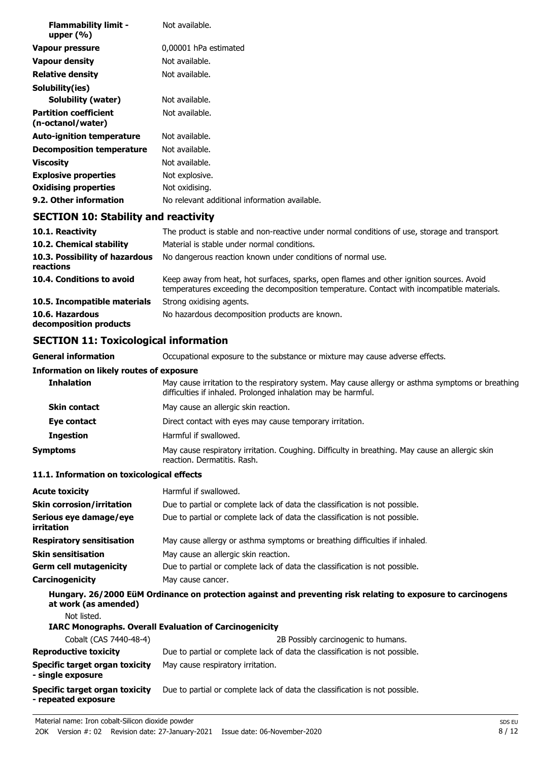| | |
|---|---|
| **Flammability limit - upper (%)** | Not available. |
| **Vapour pressure** | 0,00001 hPa estimated |
| **Vapour density** | Not available. |
| **Relative density** | Not available. |
| **Solubility(ies)** | |
| **Solubility (water)** | Not available. |
| **Partition coefficient (n-octanol/water)** | Not available. |
| **Auto-ignition temperature** | Not available. |
| **Decomposition temperature** | Not available. |
| **Viscosity** | Not available. |
| **Explosive properties** | Not explosive. |
| **Oxidising properties** | Not oxidising. |
| **9.2. Other information** | No relevant additional information available. |

## SECTION 10: Stability and reactivity

| | |
|---|---|
| **10.1. Reactivity** | The product is stable and non-reactive under normal conditions of use, storage and transport. |
| **10.2. Chemical stability** | Material is stable under normal conditions. |
| **10.3. Possibility of hazardous reactions** | No dangerous reaction known under conditions of normal use. |
| **10.4. Conditions to avoid** | Keep away from heat, hot surfaces, sparks, open flames and other ignition sources. Avoid temperatures exceeding the decomposition temperature. Contact with incompatible materials. |
| **10.5. Incompatible materials** | Strong oxidising agents. |
| **10.6. Hazardous decomposition products** | No hazardous decomposition products are known. |

## SECTION 11: Toxicological information

**General information** Occupational exposure to the substance or mixture may cause adverse effects.

**Information on likely routes of exposure**

| | |
|---|---|
| **Inhalation** | May cause irritation to the respiratory system. May cause allergy or asthma symptoms or breathing difficulties if inhaled. Prolonged inhalation may be harmful. |
| **Skin contact** | May cause an allergic skin reaction. |
| **Eye contact** | Direct contact with eyes may cause temporary irritation. |
| **Ingestion** | Harmful if swallowed. |
| **Symptoms** | May cause respiratory irritation. Coughing. Difficulty in breathing. May cause an allergic skin reaction. Dermatitis. Rash. |

**11.1. Information on toxicological effects**

| | |
|---|---|
| **Acute toxicity** | Harmful if swallowed. |
| **Skin corrosion/irritation** | Due to partial or complete lack of data the classification is not possible. |
| **Serious eye damage/eye irritation** | Due to partial or complete lack of data the classification is not possible. |
| **Respiratory sensitisation** | May cause allergy or asthma symptoms or breathing difficulties if inhaled. |
| **Skin sensitisation** | May cause an allergic skin reaction. |
| **Germ cell mutagenicity** | Due to partial or complete lack of data the classification is not possible. |
| **Carcinogenicity** | May cause cancer. |

**Hungary. 26/2000 EüM Ordinance on protection against and preventing risk relating to exposure to carcinogens at work (as amended)**

Not listed.

**IARC Monographs. Overall Evaluation of Carcinogenicity**

| | |
|---|---|
| Cobalt (CAS 7440-48-4) | 2B Possibly carcinogenic to humans. |
| **Reproductive toxicity** | Due to partial or complete lack of data the classification is not possible. |
| **Specific target organ toxicity - single exposure** | May cause respiratory irritation. |
| **Specific target organ toxicity - repeated exposure** | Due to partial or complete lack of data the classification is not possible. |

Material name: Iron cobalt-Silicon dioxide powder

2OK Version #: 02 Revision date: 27-January-2021 Issue date: 06-November-2020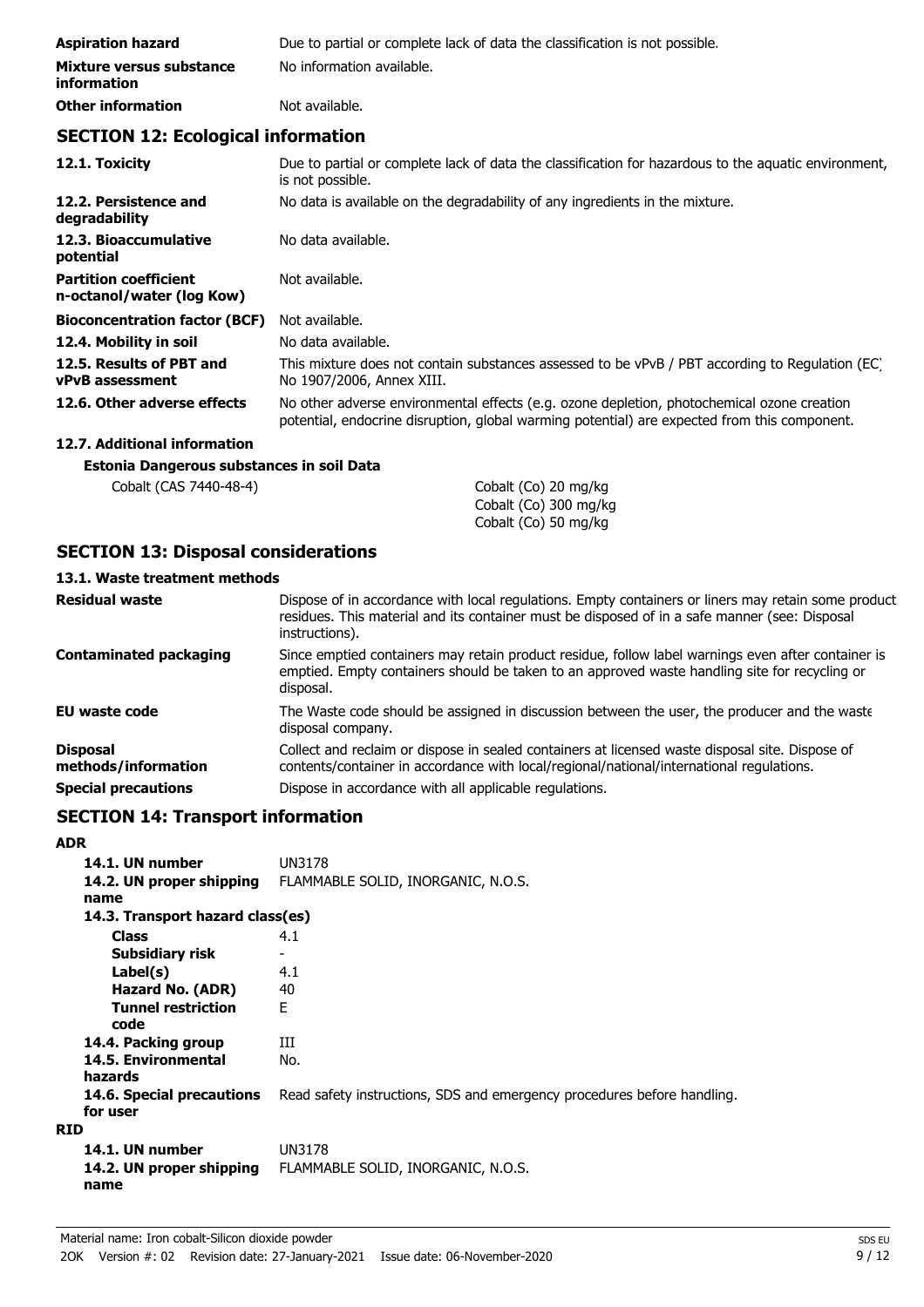| | |
|---|---|
| **Aspiration hazard** | Due to partial or complete lack of data the classification is not possible. |
| **Mixture versus substance information** | No information available. |
| **Other information** | Not available. |

## SECTION 12: Ecological information

| | |
|---|---|
| **12.1. Toxicity** | Due to partial or complete lack of data the classification for hazardous to the aquatic environment, is not possible. |
| **12.2. Persistence and degradability** | No data is available on the degradability of any ingredients in the mixture. |
| **12.3. Bioaccumulative potential** | No data available. |
| **Partition coefficient n-octanol/water (log Kow)** | Not available. |
| **Bioconcentration factor (BCF)** | Not available. |
| **12.4. Mobility in soil** | No data available. |
| **12.5. Results of PBT and vPvB assessment** | This mixture does not contain substances assessed to be vPvB / PBT according to Regulation (EC) No 1907/2006, Annex XIII. |
| **12.6. Other adverse effects** | No other adverse environmental effects (e.g. ozone depletion, photochemical ozone creation potential, endocrine disruption, global warming potential) are expected from this component. |

### 12.7. Additional information

**Estonia Dangerous substances in soil Data**

| | |
|---|---|
| Cobalt (CAS 7440-48-4) | Cobalt (Co) 20 mg/kg<br>Cobalt (Co) 300 mg/kg<br>Cobalt (Co) 50 mg/kg |

## SECTION 13: Disposal considerations

### 13.1. Waste treatment methods

| | |
|---|---|
| **Residual waste** | Dispose of in accordance with local regulations. Empty containers or liners may retain some product residues. This material and its container must be disposed of in a safe manner (see: Disposal instructions). |
| **Contaminated packaging** | Since emptied containers may retain product residue, follow label warnings even after container is emptied. Empty containers should be taken to an approved waste handling site for recycling or disposal. |
| **EU waste code** | The Waste code should be assigned in discussion between the user, the producer and the waste disposal company. |
| **Disposal methods/information** | Collect and reclaim or dispose in sealed containers at licensed waste disposal site. Dispose of contents/container in accordance with local/regional/national/international regulations. |
| **Special precautions** | Dispose in accordance with all applicable regulations. |

## SECTION 14: Transport information

**ADR**

| | |
|---|---|
| **14.1. UN number** | UN3178 |
| **14.2. UN proper shipping name** | FLAMMABLE SOLID, INORGANIC, N.O.S. |
| **14.3. Transport hazard class(es)** | |
| **Class** | 4.1 |
| **Subsidiary risk** | - |
| **Label(s)** | 4.1 |
| **Hazard No. (ADR)** | 40 |
| **Tunnel restriction code** | E |
| **14.4. Packing group** | III |
| **14.5. Environmental hazards** | No. |
| **14.6. Special precautions for user** | Read safety instructions, SDS and emergency procedures before handling. |

**RID**

| | |
|---|---|
| **14.1. UN number** | UN3178 |
| **14.2. UN proper shipping name** | FLAMMABLE SOLID, INORGANIC, N.O.S. |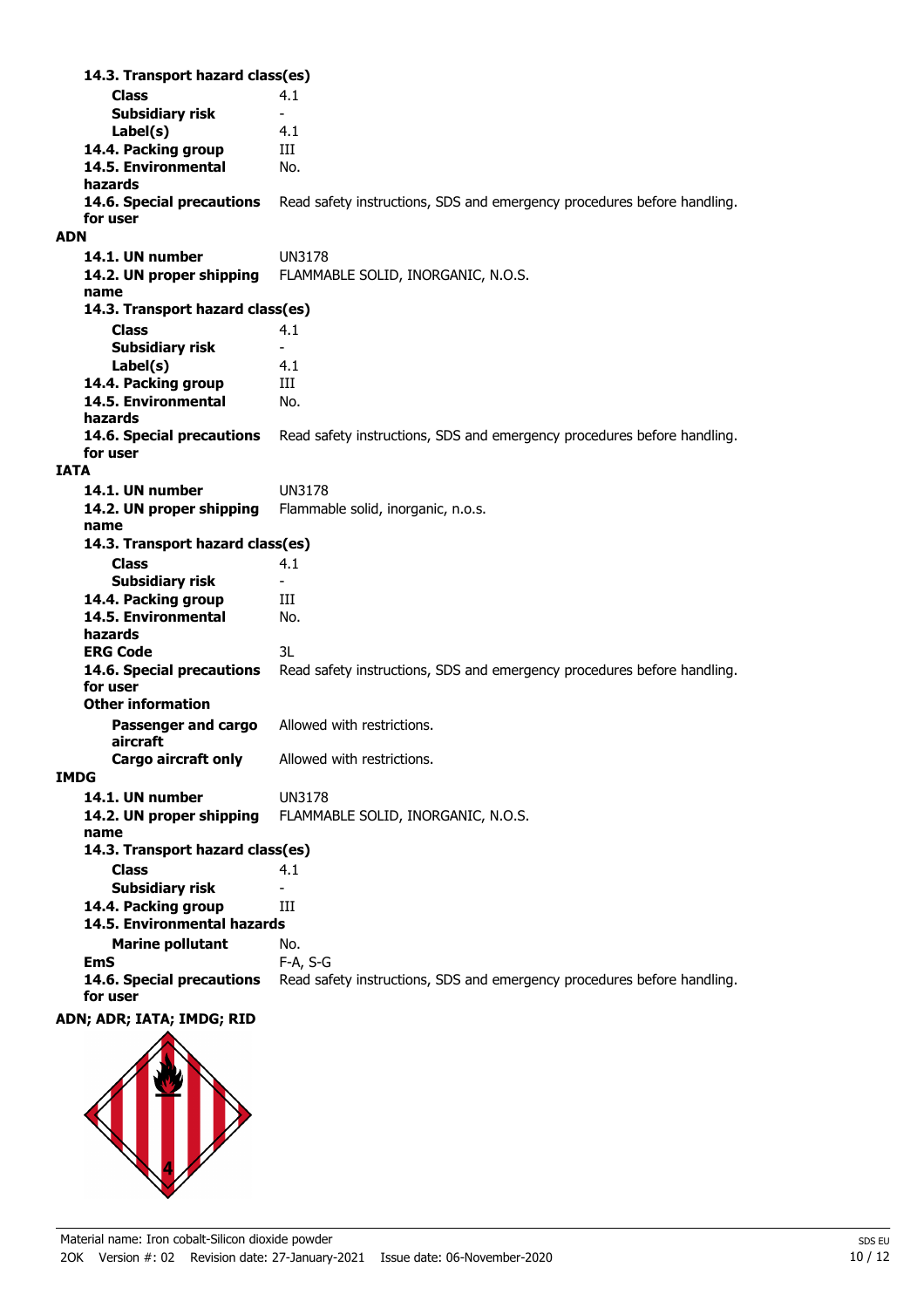**14.3. Transport hazard class(es)**

| | |
|---|---|
| **Class** | 4.1 |
| **Subsidiary risk** | - |
| **Label(s)** | 4.1 |
| **14.4. Packing group** | III |
| **14.5. Environmental hazards** | No. |
| **14.6. Special precautions for user** | Read safety instructions, SDS and emergency procedures before handling. |

**ADN**

| | |
|---|---|
| **14.1. UN number** | UN3178 |
| **14.2. UN proper shipping name** | FLAMMABLE SOLID, INORGANIC, N.O.S. |
| **14.3. Transport hazard class(es)** | |
| **Class** | 4.1 |
| **Subsidiary risk** | - |
| **Label(s)** | 4.1 |
| **14.4. Packing group** | III |
| **14.5. Environmental hazards** | No. |
| **14.6. Special precautions for user** | Read safety instructions, SDS and emergency procedures before handling. |

**IATA**

| | |
|---|---|
| **14.1. UN number** | UN3178 |
| **14.2. UN proper shipping name** | Flammable solid, inorganic, n.o.s. |
| **14.3. Transport hazard class(es)** | |
| **Class** | 4.1 |
| **Subsidiary risk** | - |
| **14.4. Packing group** | III |
| **14.5. Environmental hazards** | No. |
| **ERG Code** | 3L |
| **14.6. Special precautions for user** | Read safety instructions, SDS and emergency procedures before handling. |
| **Other information** | |
| **Passenger and cargo aircraft** | Allowed with restrictions. |
| **Cargo aircraft only** | Allowed with restrictions. |

**IMDG**

| | |
|---|---|
| **14.1. UN number** | UN3178 |
| **14.2. UN proper shipping name** | FLAMMABLE SOLID, INORGANIC, N.O.S. |
| **14.3. Transport hazard class(es)** | |
| **Class** | 4.1 |
| **Subsidiary risk** | - |
| **14.4. Packing group** | III |
| **14.5. Environmental hazards** | |
| **Marine pollutant** | No. |
| **EmS** | F-A, S-G |
| **14.6. Special precautions for user** | Read safety instructions, SDS and emergency procedures before handling. |

**ADN; ADR; IATA; IMDG; RID**

Material name: Iron cobalt-Silicon dioxide powder

2OK Version #: 02 Revision date: 27-January-2021 Issue date: 06-November-2020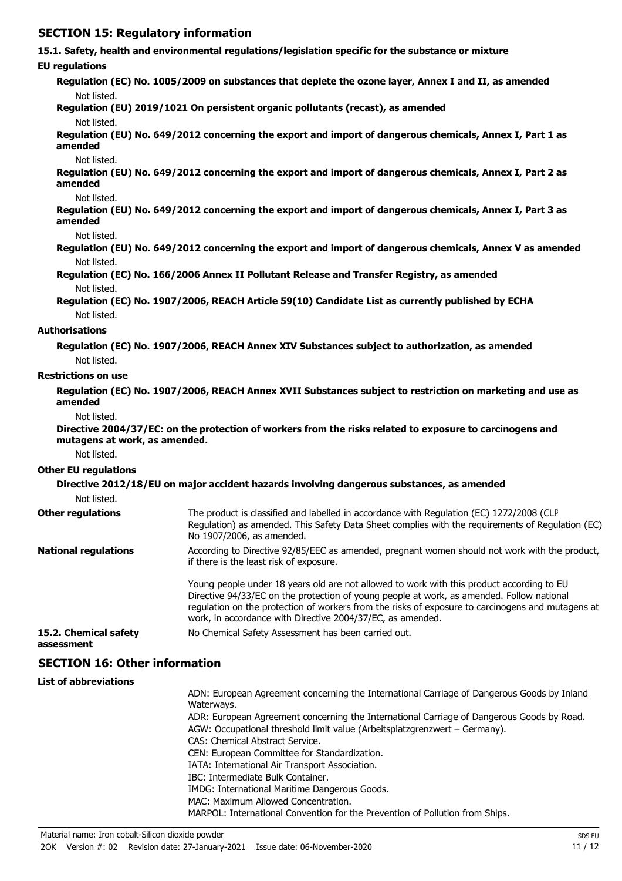## SECTION 15: Regulatory information

### 15.1. Safety, health and environmental regulations/legislation specific for the substance or mixture

**EU regulations**

**Regulation (EC) No. 1005/2009 on substances that deplete the ozone layer, Annex I and II, as amended**

Not listed.

**Regulation (EU) 2019/1021 On persistent organic pollutants (recast), as amended**

Not listed.

**Regulation (EU) No. 649/2012 concerning the export and import of dangerous chemicals, Annex I, Part 1 as amended**

Not listed.

**Regulation (EU) No. 649/2012 concerning the export and import of dangerous chemicals, Annex I, Part 2 as amended**

Not listed.

**Regulation (EU) No. 649/2012 concerning the export and import of dangerous chemicals, Annex I, Part 3 as amended**

Not listed.

**Regulation (EU) No. 649/2012 concerning the export and import of dangerous chemicals, Annex V as amended**

Not listed.

**Regulation (EC) No. 166/2006 Annex II Pollutant Release and Transfer Registry, as amended**

Not listed.

**Regulation (EC) No. 1907/2006, REACH Article 59(10) Candidate List as currently published by ECHA**

Not listed.

**Authorisations**

**Regulation (EC) No. 1907/2006, REACH Annex XIV Substances subject to authorization, as amended**

Not listed.

**Restrictions on use**

**Regulation (EC) No. 1907/2006, REACH Annex XVII Substances subject to restriction on marketing and use as amended**

Not listed.

**Directive 2004/37/EC: on the protection of workers from the risks related to exposure to carcinogens and mutagens at work, as amended.**

Not listed.

**Other EU regulations**

**Directive 2012/18/EU on major accident hazards involving dangerous substances, as amended**

Not listed.

**Other regulations**

The product is classified and labelled in accordance with Regulation (EC) 1272/2008 (CLP Regulation) as amended. This Safety Data Sheet complies with the requirements of Regulation (EC) No 1907/2006, as amended.

**National regulations**

According to Directive 92/85/EEC as amended, pregnant women should not work with the product, if there is the least risk of exposure.

Young people under 18 years old are not allowed to work with this product according to EU Directive 94/33/EC on the protection of young people at work, as amended. Follow national regulation on the protection of workers from the risks of exposure to carcinogens and mutagens at work, in accordance with Directive 2004/37/EC, as amended.

**15.2. Chemical safety assessment**

No Chemical Safety Assessment has been carried out.

## SECTION 16: Other information

**List of abbreviations**

ADN: European Agreement concerning the International Carriage of Dangerous Goods by Inland Waterways.
ADR: European Agreement concerning the International Carriage of Dangerous Goods by Road.
AGW: Occupational threshold limit value (Arbeitsplatzgrenzwert – Germany).
CAS: Chemical Abstract Service.
CEN: European Committee for Standardization.
IATA: International Air Transport Association.
IBC: Intermediate Bulk Container.
IMDG: International Maritime Dangerous Goods.
MAC: Maximum Allowed Concentration.
MARPOL: International Convention for the Prevention of Pollution from Ships.

Material name: Iron cobalt-Silicon dioxide powder
2OK Version #: 02 Revision date: 27-January-2021 Issue date: 06-November-2020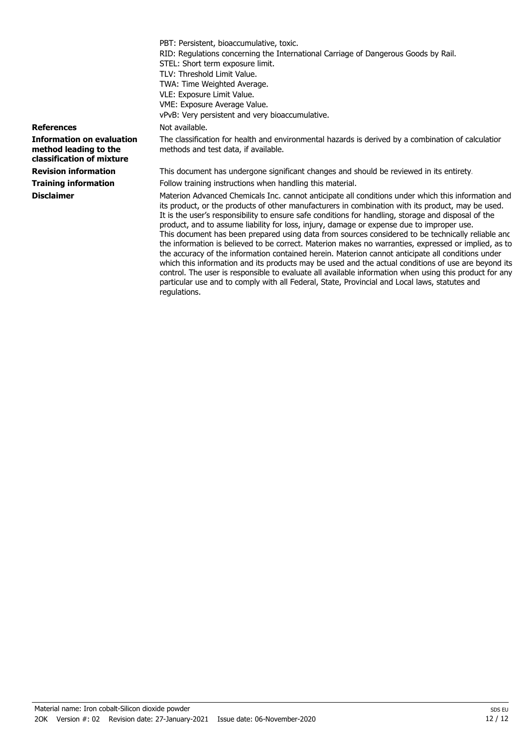PBT: Persistent, bioaccumulative, toxic.
RID: Regulations concerning the International Carriage of Dangerous Goods by Rail.
STEL: Short term exposure limit.
TLV: Threshold Limit Value.
TWA: Time Weighted Average.
VLE: Exposure Limit Value.
VME: Exposure Average Value.
vPvB: Very persistent and very bioaccumulative.

**References**
Not available.

**Information on evaluation method leading to the classification of mixture**
The classification for health and environmental hazards is derived by a combination of calculation methods and test data, if available.

**Revision information**
This document has undergone significant changes and should be reviewed in its entirety.

**Training information**
Follow training instructions when handling this material.

**Disclaimer**
Materion Advanced Chemicals Inc. cannot anticipate all conditions under which this information and its product, or the products of other manufacturers in combination with its product, may be used. It is the user's responsibility to ensure safe conditions for handling, storage and disposal of the product, and to assume liability for loss, injury, damage or expense due to improper use. This document has been prepared using data from sources considered to be technically reliable and the information is believed to be correct. Materion makes no warranties, expressed or implied, as to the accuracy of the information contained herein. Materion cannot anticipate all conditions under which this information and its products may be used and the actual conditions of use are beyond its control. The user is responsible to evaluate all available information when using this product for any particular use and to comply with all Federal, State, Provincial and Local laws, statutes and regulations.